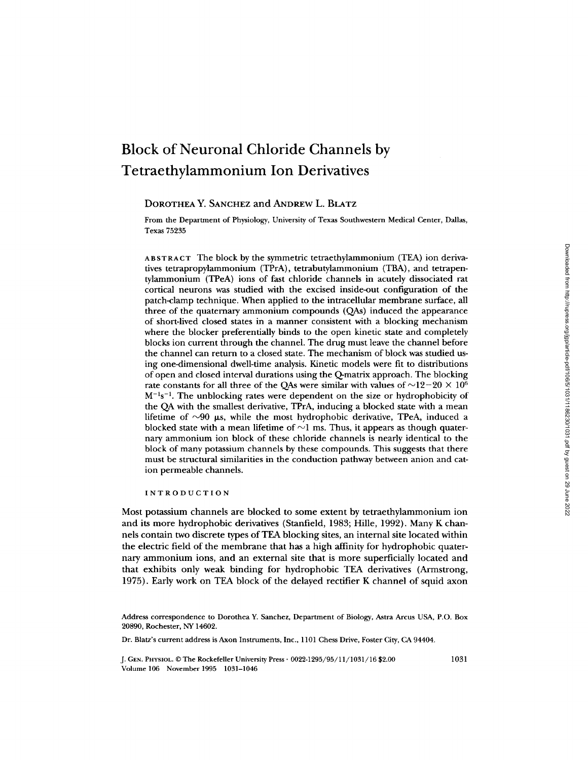# Block of Neuronal Chloride Channels by Tetraethylammonium Ion Derivatives

DOROTHEA Y. SANCHEZ and ANDREW L. BLATZ

From the Department of Physiology, University of Texas Southwestern Medical Center, Dallas, Texas 75235

ABSTRACT The block by the symmetric tetraethylammonium (TEA) ion derivatives tetrapropylammonium (TPrA), tetrabutylammonium (TBA), and tetrapentylammonium (TPeA) ions of fast chloride channels in acutely dissociated rat cortical neurons was studied with the excised inside-out configuration of the patch-clamp technique. When applied to the intracellular membrane surface, all three of the quaternary ammonium compounds (QAs) induced the appearance of short-lived closed states in a manner consistent with a blocking mechanism where the blocker preferentially binds to the open kinetic state and completely blocks ion current through the channel. The drug must leave the channel before the channel can return to a closed state. The mechanism of block was studied using one-dimensional dwell-time analysis. Kinetic models were fit to distributions of open and closed interval durations using the Q-matrix approach. The blocking rate constants for all three of the QAs were similar with values of $\sim 12-20 \times 10^6$ $M^{-1}s^{-1}$. The unblocking rates were dependent on the size or hydrophobicity of the QA with the smallest derivative, TPrA, inducing a blocked state with a mean lifetime of $\sim 90$ μs, while the most hydrophobic derivative, TPeA, induced a blocked state with a mean lifetime of $\sim 1$ ms. Thus, it appears as though quaternary ammonium ion block of these chloride channels is nearly identical to the block of many potassium channels by these compounds. This suggests that there must be structural similarities in the conduction pathway between anion and cation permeable channels.

## INTRODUCTION

Most potassium channels are blocked to some extent by tetraethylammonium ion and its more hydrophobic derivatives (Stanfield, 1983; Hille, 1992). Many K channels contain two discrete types of TEA blocking sites, an internal site located within the electric field of the membrane that has a high affinity for hydrophobic quaternary ammonium ions, and an external site that is more superficially located and that exhibits only weak binding for hydrophobic TEA derivatives (Armstrong, 1975). Early work on TEA block of the delayed rectifier K channel of squid axon

Address correspondence to Dorothea Y. Sanchez, Department of Biology, Astra Arcus USA, P.O. Box 20890, Rochester, NY 14602.

Dr. Blatz's current address is Axon Instruments, Inc., 1101 Chess Drive, Foster City, CA 94404.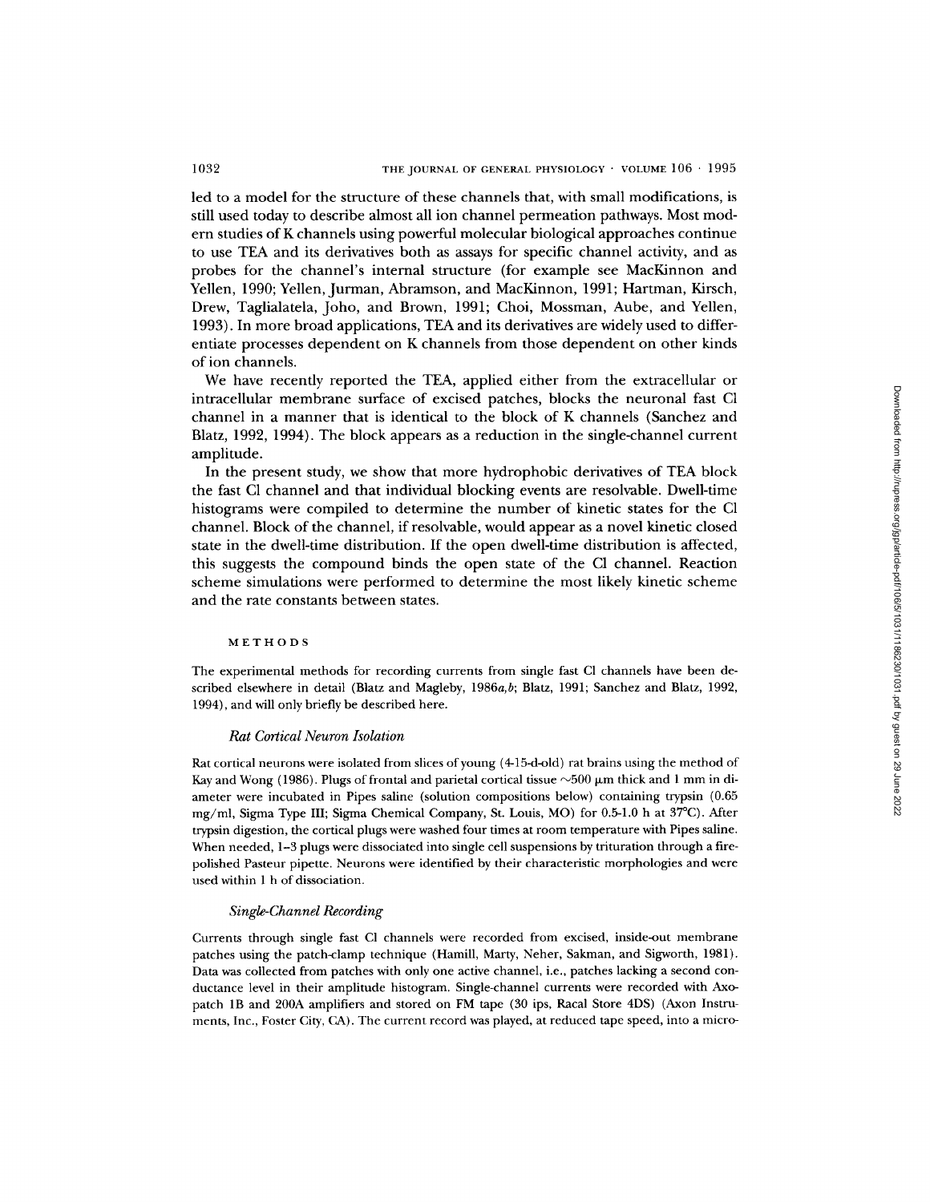led to a model for the structure of these channels that, with small modifications, is still used today to describe almost all ion channel permeation pathways. Most modern studies of K channels using powerful molecular biological approaches continue to use TEA and its derivatives both as assays for specific channel activity, and as probes for the channel's internal structure (for example see MacKinnon and Yellen, 1990; Yellen, Jurman, Abramson, and MacKinnon, 1991; Hartman, Kirsch, Drew, Taglialatela, Joho, and Brown, 1991; Choi, Mossman, Aube, and Yellen, 1993). In more broad applications, TEA and its derivatives are widely used to differentiate processes dependent on K channels from those dependent on other kinds of ion channels.

We have recently reported the TEA, applied either from the extracellular or intracellular membrane surface of excised patches, blocks the neuronal fast Cl channel in a manner that is identical to the block of K channels (Sanchez and Blatz, 1992, 1994). The block appears as a reduction in the single-channel current amplitude.

In the present study, we show that more hydrophobic derivatives of TEA block the fast Cl channel and that individual blocking events are resolvable. Dwell-time histograms were compiled to determine the number of kinetic states for the Cl channel. Block of the channel, if resolvable, would appear as a novel kinetic closed state in the dwell-time distribution. If the open dwell-time distribution is affected, this suggests the compound binds the open state of the Cl channel. Reaction scheme simulations were performed to determine the most likely kinetic scheme and the rate constants between states.

## METHODS

The experimental methods for recording currents from single fast Cl channels have been described elsewhere in detail (Blatz and Magleby, 1986*a,b*; Blatz, 1991; Sanchez and Blatz, 1992, 1994), and will only briefly be described here.

### *Rat Cortical Neuron Isolation*

Rat cortical neurons were isolated from slices of young (4-15-d-old) rat brains using the method of Kay and Wong (1986). Plugs of frontal and parietal cortical tissue ~500 μm thick and 1 mm in diameter were incubated in Pipes saline (solution compositions below) containing trypsin (0.65 mg/ml, Sigma Type III; Sigma Chemical Company, St. Louis, MO) for 0.5-1.0 h at 37°C). After trypsin digestion, the cortical plugs were washed four times at room temperature with Pipes saline. When needed, 1-3 plugs were dissociated into single cell suspensions by trituration through a fire-polished Pasteur pipette. Neurons were identified by their characteristic morphologies and were used within 1 h of dissociation.

### *Single-Channel Recording*

Currents through single fast Cl channels were recorded from excised, inside-out membrane patches using the patch-clamp technique (Hamill, Marty, Neher, Sakman, and Sigworth, 1981). Data was collected from patches with only one active channel, i.e., patches lacking a second conductance level in their amplitude histogram. Single-channel currents were recorded with Axopatch 1B and 200A amplifiers and stored on FM tape (30 ips, Racal Store 4DS) (Axon Instruments, Inc., Foster City, CA). The current record was played, at reduced tape speed, into a micro-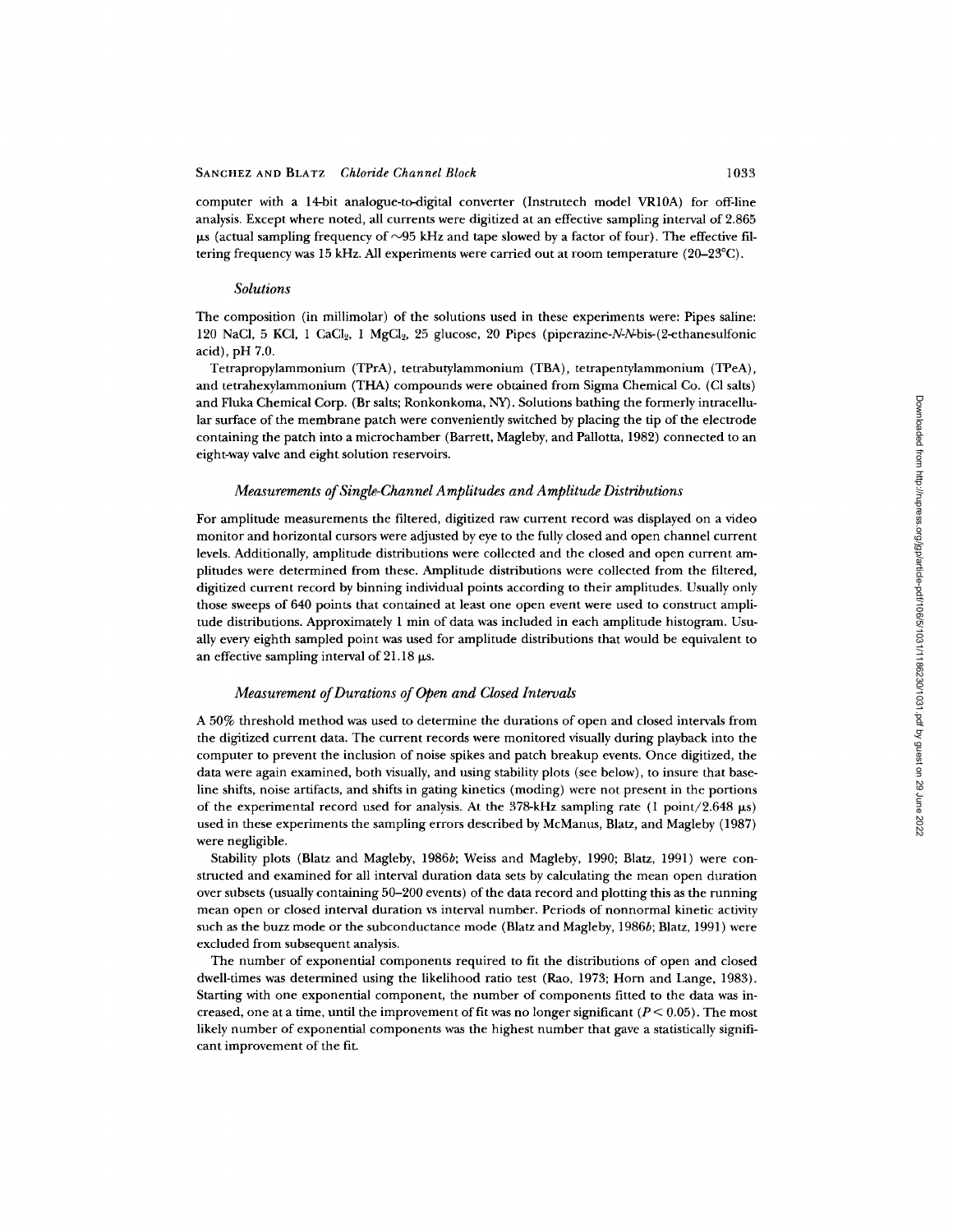computer with a 14-bit analogue-to-digital converter (Instrutech model VR10A) for off-line analysis. Except where noted, all currents were digitized at an effective sampling interval of 2.865 μs (actual sampling frequency of ~95 kHz and tape slowed by a factor of four). The effective filtering frequency was 15 kHz. All experiments were carried out at room temperature (20–23°C).

### *Solutions*

The composition (in millimolar) of the solutions used in these experiments were: Pipes saline: 120 NaCl, 5 KCl, 1 $CaCl_2$, 1 $MgCl_2$, 25 glucose, 20 Pipes (piperazine-*N-N*-bis-(2-ethanesulfonic acid), pH 7.0.

Tetrapropylammonium (TPrA), tetrabutylammonium (TBA), tetrapentylammonium (TPeA), and tetrahexylammonium (THA) compounds were obtained from Sigma Chemical Co. (Cl salts) and Fluka Chemical Corp. (Br salts; Ronkonkoma, NY). Solutions bathing the formerly intracellular surface of the membrane patch were conveniently switched by placing the tip of the electrode containing the patch into a microchamber (Barrett, Magleby, and Pallotta, 1982) connected to an eight-way valve and eight solution reservoirs.

### *Measurements of Single-Channel Amplitudes and Amplitude Distributions*

For amplitude measurements the filtered, digitized raw current record was displayed on a video monitor and horizontal cursors were adjusted by eye to the fully closed and open channel current levels. Additionally, amplitude distributions were collected and the closed and open current amplitudes were determined from these. Amplitude distributions were collected from the filtered, digitized current record by binning individual points according to their amplitudes. Usually only those sweeps of 640 points that contained at least one open event were used to construct amplitude distributions. Approximately 1 min of data was included in each amplitude histogram. Usually every eighth sampled point was used for amplitude distributions that would be equivalent to an effective sampling interval of 21.18 μs.

### *Measurement of Durations of Open and Closed Intervals*

A 50% threshold method was used to determine the durations of open and closed intervals from the digitized current data. The current records were monitored visually during playback into the computer to prevent the inclusion of noise spikes and patch breakup events. Once digitized, the data were again examined, both visually, and using stability plots (see below), to insure that baseline shifts, noise artifacts, and shifts in gating kinetics (moding) were not present in the portions of the experimental record used for analysis. At the 378-kHz sampling rate (1 point/2.648 μs) used in these experiments the sampling errors described by McManus, Blatz, and Magleby (1987) were negligible.

Stability plots (Blatz and Magleby, 1986*b*; Weiss and Magleby, 1990; Blatz, 1991) were constructed and examined for all interval duration data sets by calculating the mean open duration over subsets (usually containing 50–200 events) of the data record and plotting this as the running mean open or closed interval duration vs interval number. Periods of nonnormal kinetic activity such as the buzz mode or the subconductance mode (Blatz and Magleby, 1986*b*; Blatz, 1991) were excluded from subsequent analysis.

The number of exponential components required to fit the distributions of open and closed dwell-times was determined using the likelihood ratio test (Rao, 1973; Horn and Lange, 1983). Starting with one exponential component, the number of components fitted to the data was increased, one at a time, until the improvement of fit was no longer significant ($P < 0.05$). The most likely number of exponential components was the highest number that gave a statistically significant improvement of the fit.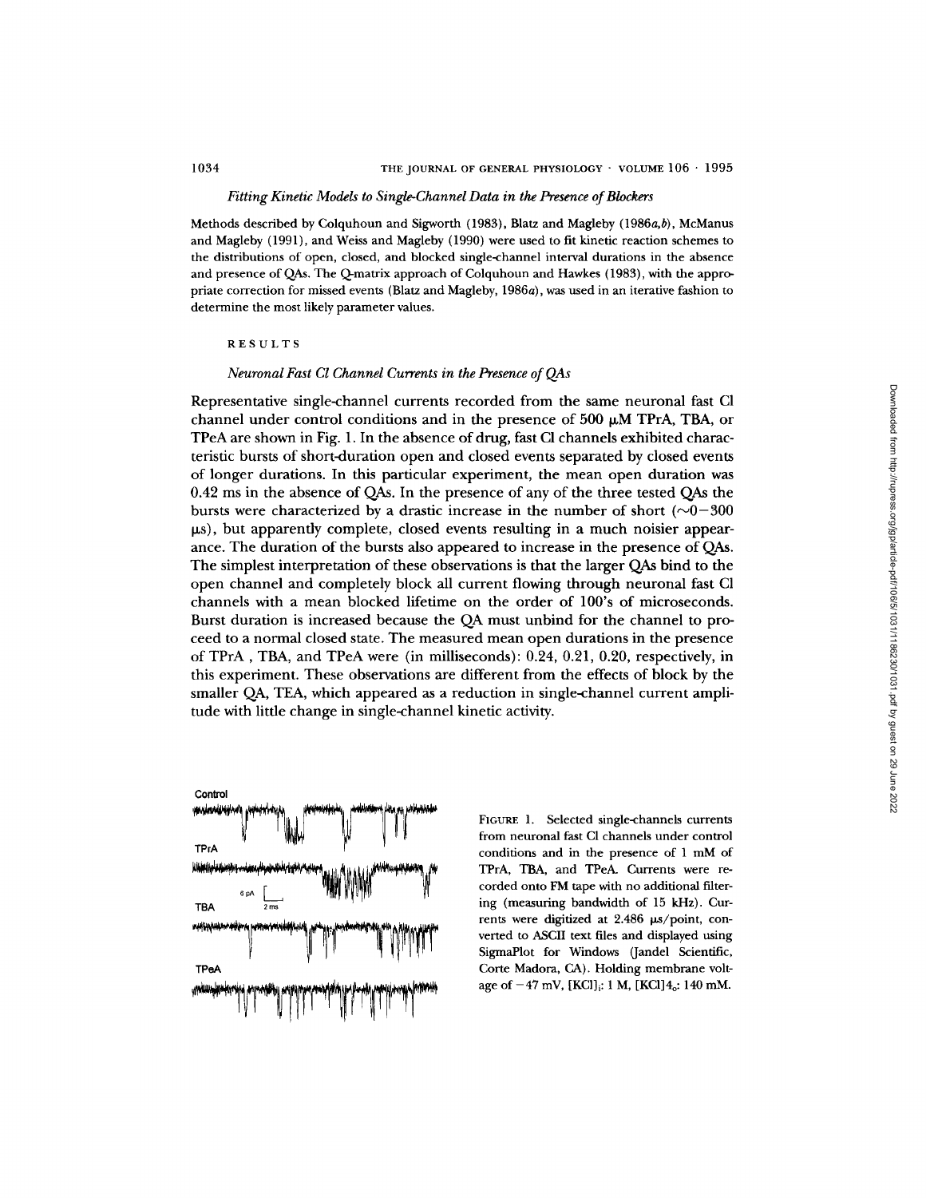### *Fitting Kinetic Models to Single-Channel Data in the Presence of Blockers*

Methods described by Colquhoun and Sigworth (1983), Blatz and Magleby (1986*a,b*), McManus and Magleby (1991), and Weiss and Magleby (1990) were used to fit kinetic reaction schemes to the distributions of open, closed, and blocked single-channel interval durations in the absence and presence of QAs. The Q-matrix approach of Colquhoun and Hawkes (1983), with the appropriate correction for missed events (Blatz and Magleby, 1986*a*), was used in an iterative fashion to determine the most likely parameter values.

## RESULTS

### *Neuronal Fast Cl Channel Currents in the Presence of QAs*

Representative single-channel currents recorded from the same neuronal fast Cl channel under control conditions and in the presence of 500 μM TPrA, TBA, or TPeA are shown in Fig. 1. In the absence of drug, fast Cl channels exhibited characteristic bursts of short-duration open and closed events separated by closed events of longer durations. In this particular experiment, the mean open duration was 0.42 ms in the absence of QAs. In the presence of any of the three tested QAs the bursts were characterized by a drastic increase in the number of short (~0–300 μs), but apparently complete, closed events resulting in a much noisier appearance. The duration of the bursts also appeared to increase in the presence of QAs. The simplest interpretation of these observations is that the larger QAs bind to the open channel and completely block all current flowing through neuronal fast Cl channels with a mean blocked lifetime on the order of 100's of microseconds. Burst duration is increased because the QA must unbind for the channel to proceed to a normal closed state. The measured mean open durations in the presence of TPrA , TBA, and TPeA were (in milliseconds): 0.24, 0.21, 0.20, respectively, in this experiment. These observations are different from the effects of block by the smaller QA, TEA, which appeared as a reduction in single-channel current amplitude with little change in single-channel kinetic activity.

FIGURE 1. Selected single-channels currents from neuronal fast Cl channels under control conditions and in the presence of 1 mM of TPrA, TBA, and TPeA. Currents were recorded onto FM tape with no additional filtering (measuring bandwidth of 15 kHz). Currents were digitized at 2.486 μs/point, converted to ASCII text files and displayed using SigmaPlot for Windows (Jandel Scientific, Corte Madora, CA). Holding membrane voltage of −47 mV, $[KCl]_i$: 1 M, $[KCl]4_o$: 140 mM.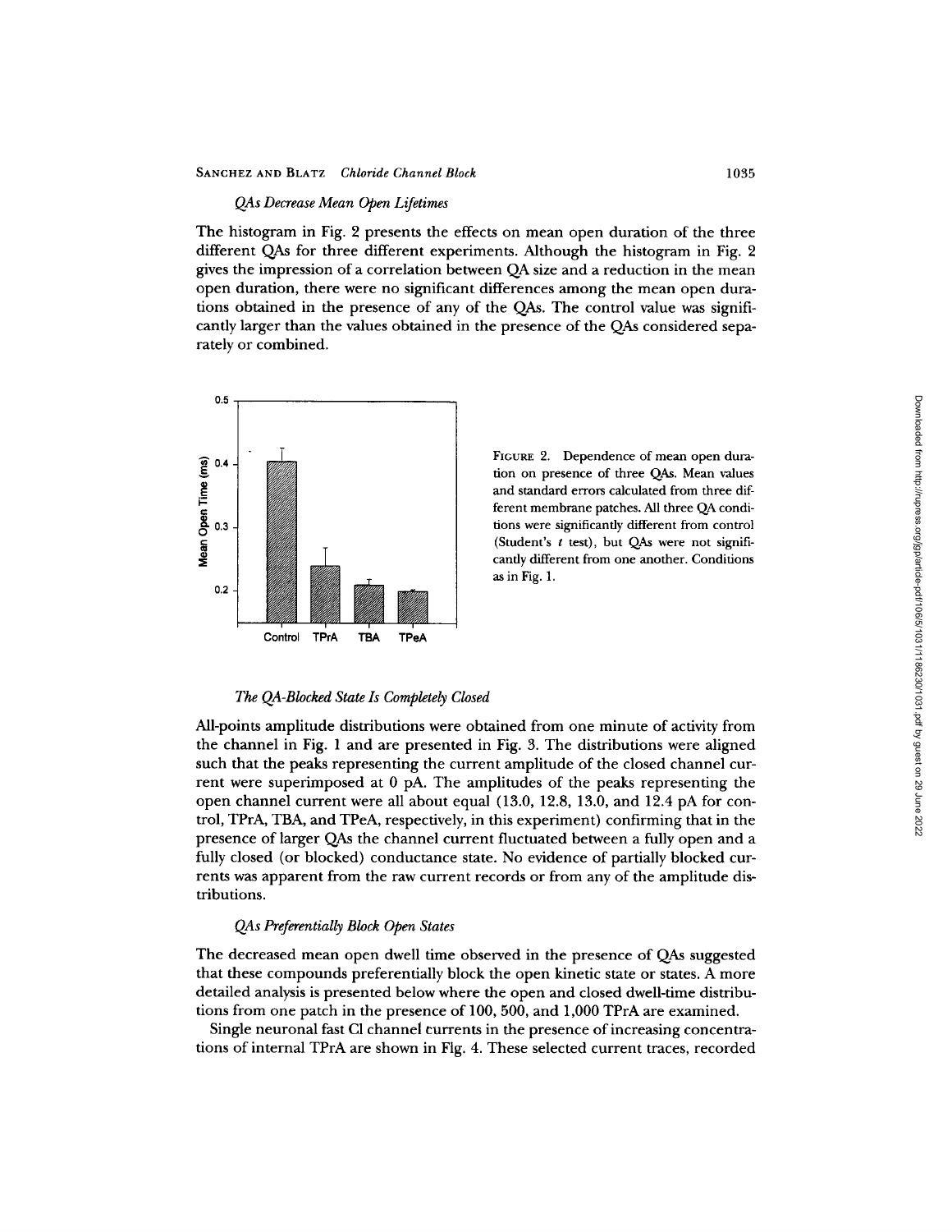### *QAs Decrease Mean Open Lifetimes*

The histogram in Fig. 2 presents the effects on mean open duration of the three different QAs for three different experiments. Although the histogram in Fig. 2 gives the impression of a correlation between QA size and a reduction in the mean open duration, there were no significant differences among the mean open durations obtained in the presence of any of the QAs. The control value was significantly larger than the values obtained in the presence of the QAs considered separately or combined.

FIGURE 2. Dependence of mean open duration on presence of three QAs. Mean values and standard errors calculated from three different membrane patches. All three QA conditions were significantly different from control (Student's $t$ test), but QAs were not significantly different from one another. Conditions as in Fig. 1.

### *The QA-Blocked State Is Completely Closed*

All-points amplitude distributions were obtained from one minute of activity from the channel in Fig. 1 and are presented in Fig. 3. The distributions were aligned such that the peaks representing the current amplitude of the closed channel current were superimposed at 0 pA. The amplitudes of the peaks representing the open channel current were all about equal (13.0, 12.8, 13.0, and 12.4 pA for control, TPrA, TBA, and TPeA, respectively, in this experiment) confirming that in the presence of larger QAs the channel current fluctuated between a fully open and a fully closed (or blocked) conductance state. No evidence of partially blocked currents was apparent from the raw current records or from any of the amplitude distributions.

### *QAs Preferentially Block Open States*

The decreased mean open dwell time observed in the presence of QAs suggested that these compounds preferentially block the open kinetic state or states. A more detailed analysis is presented below where the open and closed dwell-time distributions from one patch in the presence of 100, 500, and 1,000 TPrA are examined.

Single neuronal fast Cl channel currents in the presence of increasing concentrations of internal TPrA are shown in Fig. 4. These selected current traces, recorded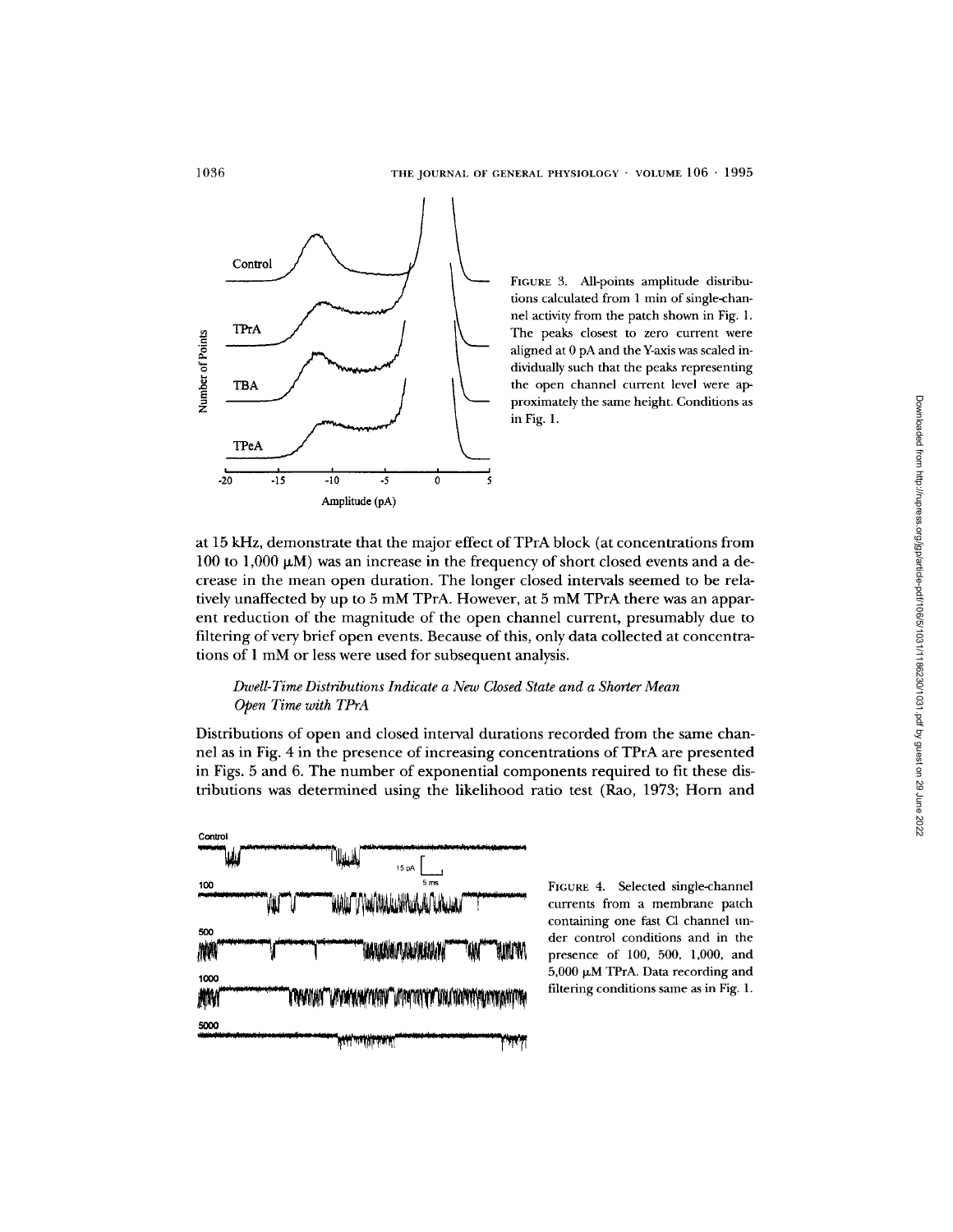FIGURE 3. All-points amplitude distributions calculated from 1 min of single-channel activity from the patch shown in Fig. 1. The peaks closest to zero current were aligned at 0 pA and the Y-axis was scaled individually such that the peaks representing the open channel current level were approximately the same height. Conditions as in Fig. 1.

at 15 kHz, demonstrate that the major effect of TPrA block (at concentrations from 100 to 1,000 μM) was an increase in the frequency of short closed events and a decrease in the mean open duration. The longer closed intervals seemed to be relatively unaffected by up to 5 mM TPrA. However, at 5 mM TPrA there was an apparent reduction of the magnitude of the open channel current, presumably due to filtering of very brief open events. Because of this, only data collected at concentrations of 1 mM or less were used for subsequent analysis.

### *Dwell-Time Distributions Indicate a New Closed State and a Shorter Mean Open Time with TPrA*

Distributions of open and closed interval durations recorded from the same channel as in Fig. 4 in the presence of increasing concentrations of TPrA are presented in Figs. 5 and 6. The number of exponential components required to fit these distributions was determined using the likelihood ratio test (Rao, 1973; Horn and

FIGURE 4. Selected single-channel currents from a membrane patch containing one fast Cl channel under control conditions and in the presence of 100, 500, 1,000, and 5,000 μM TPrA. Data recording and filtering conditions same as in Fig. 1.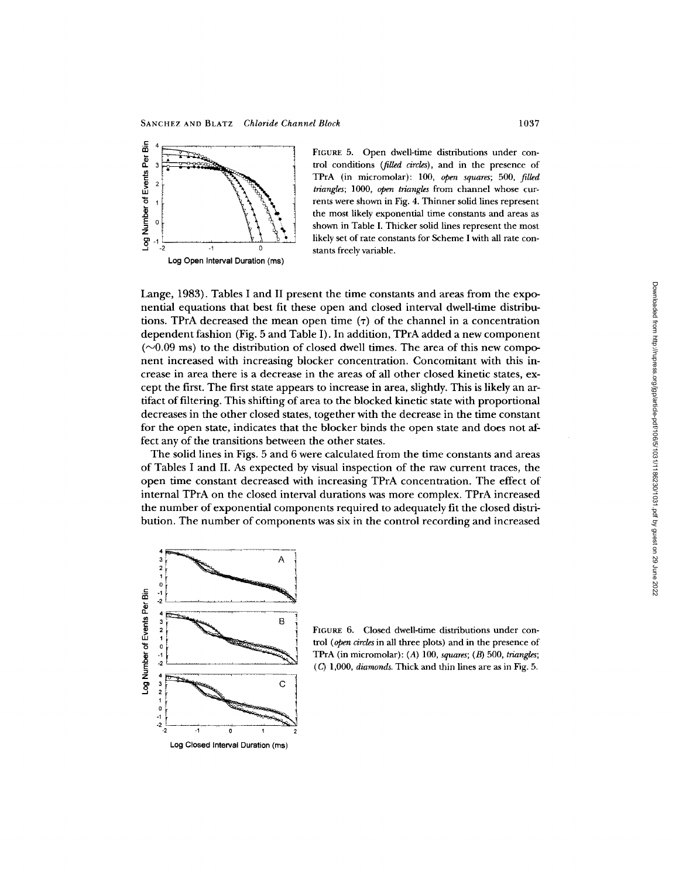FIGURE 5. Open dwell-time distributions under control conditions (*filled circles*), and in the presence of TPrA (in micromolar): 100, *open squares*; 500, *filled triangles*; 1000, *open triangles* from channel whose currents were shown in Fig. 4. Thinner solid lines represent the most likely exponential time constants and areas as shown in Table I. Thicker solid lines represent the most likely set of rate constants for Scheme I with all rate constants freely variable.

Lange, 1983). Tables I and II present the time constants and areas from the exponential equations that best fit these open and closed interval dwell-time distributions. TPrA decreased the mean open time ($\tau$) of the channel in a concentration dependent fashion (Fig. 5 and Table I). In addition, TPrA added a new component (~0.09 ms) to the distribution of closed dwell times. The area of this new component increased with increasing blocker concentration. Concomitant with this increase in area there is a decrease in the areas of all other closed kinetic states, except the first. The first state appears to increase in area, slightly. This is likely an artifact of filtering. This shifting of area to the blocked kinetic state with proportional decreases in the other closed states, together with the decrease in the time constant for the open state, indicates that the blocker binds the open state and does not affect any of the transitions between the other states.

The solid lines in Figs. 5 and 6 were calculated from the time constants and areas of Tables I and II. As expected by visual inspection of the raw current traces, the open time constant decreased with increasing TPrA concentration. The effect of internal TPrA on the closed interval durations was more complex. TPrA increased the number of exponential components required to adequately fit the closed distribution. The number of components was six in the control recording and increased

FIGURE 6. Closed dwell-time distributions under control (*open circles* in all three plots) and in the presence of TPrA (in micromolar): (*A*) 100, *squares*; (*B*) 500, *triangles*; (*C*) 1,000, *diamonds*. Thick and thin lines are as in Fig. 5.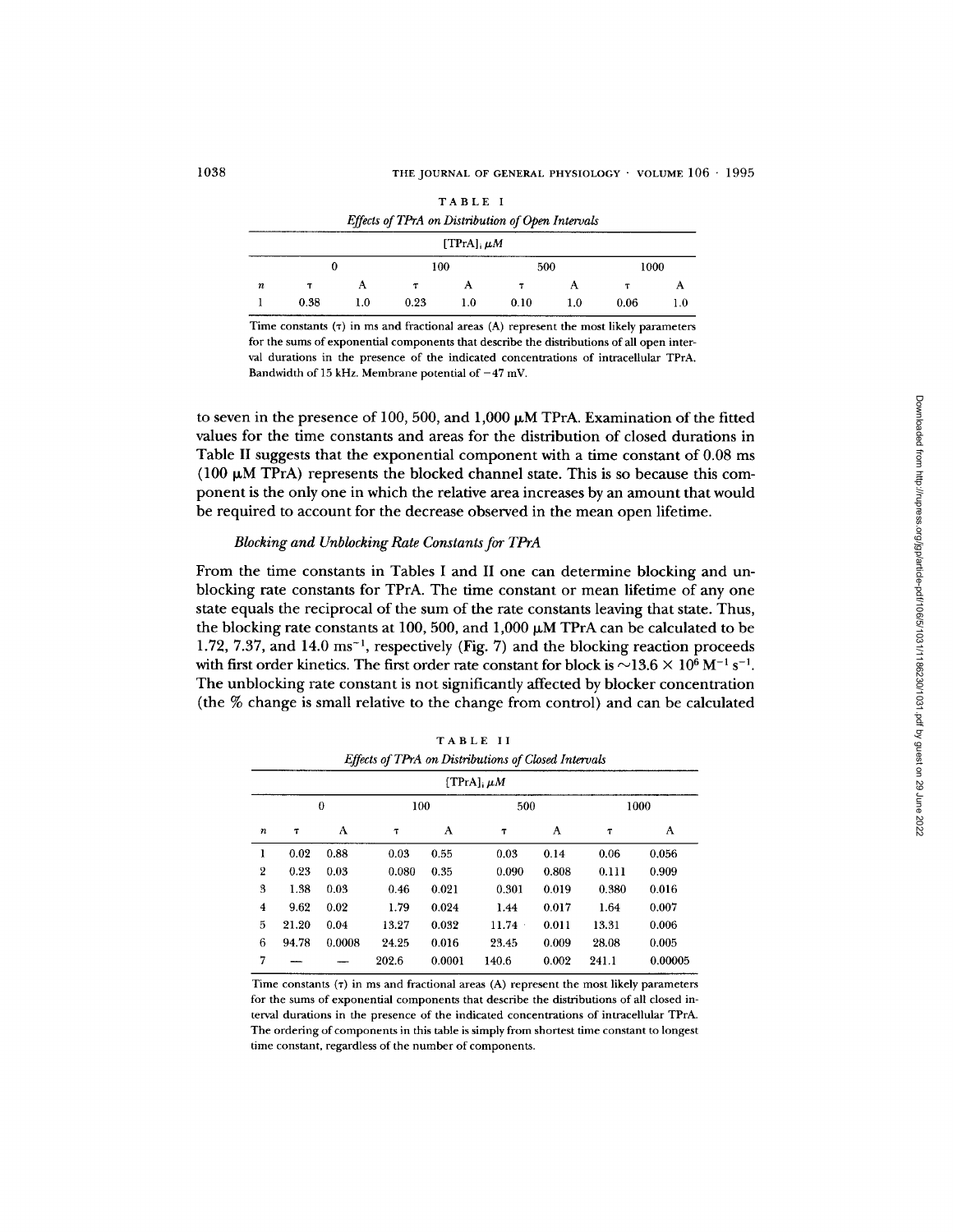TABLE I

*Effects of TPrA on Distribution of Open Intervals*

| | [TPrA], $\mu M$ | | | | | | | |
|---|---|---|---|---|---|---|---|---|
| | 0 | | 100 | | 500 | | 1000 | |
| $n$ | $\tau$ | A | $\tau$ | A | $\tau$ | A | $\tau$ | A |
| 1 | 0.38 | 1.0 | 0.23 | 1.0 | 0.10 | 1.0 | 0.06 | 1.0 |

Time constants ($\tau$) in ms and fractional areas (A) represent the most likely parameters for the sums of exponential components that describe the distributions of all open interval durations in the presence of the indicated concentrations of intracellular TPrA. Bandwidth of 15 kHz. Membrane potential of −47 mV.

to seven in the presence of 100, 500, and 1,000 μM TPrA. Examination of the fitted values for the time constants and areas for the distribution of closed durations in Table II suggests that the exponential component with a time constant of 0.08 ms (100 μM TPrA) represents the blocked channel state. This is so because this component is the only one in which the relative area increases by an amount that would be required to account for the decrease observed in the mean open lifetime.

### *Blocking and Unblocking Rate Constants for TPrA*

From the time constants in Tables I and II one can determine blocking and unblocking rate constants for TPrA. The time constant or mean lifetime of any one state equals the reciprocal of the sum of the rate constants leaving that state. Thus, the blocking rate constants at 100, 500, and 1,000 μM TPrA can be calculated to be 1.72, 7.37, and 14.0 $ms^{-1}$, respectively (Fig. 7) and the blocking reaction proceeds with first order kinetics. The first order rate constant for block is ~$13.6 \times 10^6\ M^{-1}\ s^{-1}$. The unblocking rate constant is not significantly affected by blocker concentration (the % change is small relative to the change from control) and can be calculated

TABLE II

*Effects of TPrA on Distributions of Closed Intervals*

| | [TPrA], $\mu M$ | | | | | | | |
|---|---|---|---|---|---|---|---|---|
| | 0 | | 100 | | 500 | | 1000 | |
| $n$ | $\tau$ | A | $\tau$ | A | $\tau$ | A | $\tau$ | A |
| 1 | 0.02 | 0.88 | 0.03 | 0.55 | 0.03 | 0.14 | 0.06 | 0.056 |
| 2 | 0.23 | 0.03 | 0.080 | 0.35 | 0.090 | 0.808 | 0.111 | 0.909 |
| 3 | 1.38 | 0.03 | 0.46 | 0.021 | 0.301 | 0.019 | 0.380 | 0.016 |
| 4 | 9.62 | 0.02 | 1.79 | 0.024 | 1.44 | 0.017 | 1.64 | 0.007 |
| 5 | 21.20 | 0.04 | 13.27 | 0.032 | 11.74 | 0.011 | 13.31 | 0.006 |
| 6 | 94.78 | 0.0008 | 24.25 | 0.016 | 23.45 | 0.009 | 28.08 | 0.005 |
| 7 | — | — | 202.6 | 0.0001 | 140.6 | 0.002 | 241.1 | 0.00005 |

Time constants ($\tau$) in ms and fractional areas (A) represent the most likely parameters for the sums of exponential components that describe the distributions of all closed interval durations in the presence of the indicated concentrations of intracellular TPrA. The ordering of components in this table is simply from shortest time constant to longest time constant, regardless of the number of components.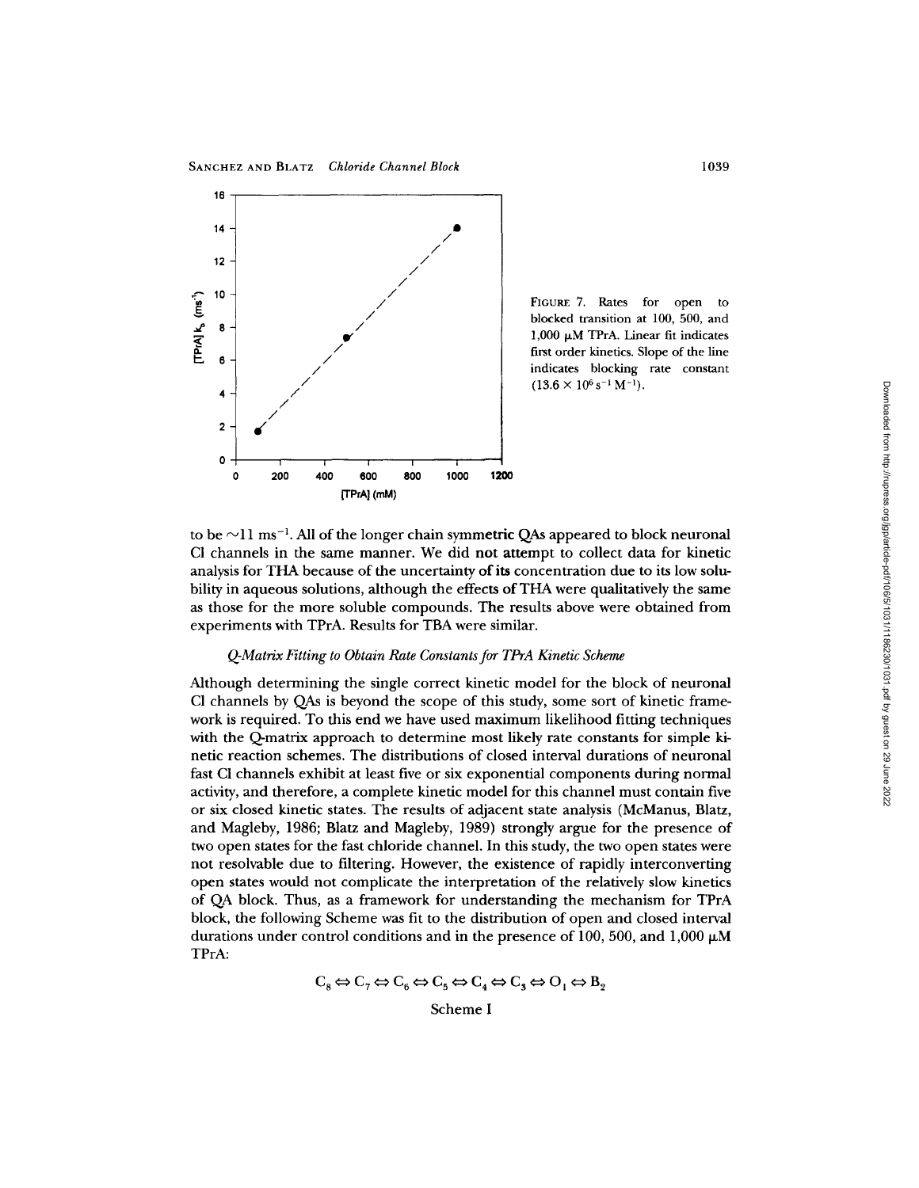FIGURE 7. Rates for open to blocked transition at 100, 500, and 1,000 μM TPrA. Linear fit indicates first order kinetics. Slope of the line indicates blocking rate constant ($13.6 \times 10^6\ s^{-1}\ M^{-1}$).

to be ~11 $ms^{-1}$. All of the longer chain symmetric QAs appeared to block neuronal Cl channels in the same manner. We did not attempt to collect data for kinetic analysis for THA because of the uncertainty of its concentration due to its low solubility in aqueous solutions, although the effects of THA were qualitatively the same as those for the more soluble compounds. The results above were obtained from experiments with TPrA. Results for TBA were similar.

### *Q-Matrix Fitting to Obtain Rate Constants for TPrA Kinetic Scheme*

Although determining the single correct kinetic model for the block of neuronal Cl channels by QAs is beyond the scope of this study, some sort of kinetic framework is required. To this end we have used maximum likelihood fitting techniques with the Q-matrix approach to determine most likely rate constants for simple kinetic reaction schemes. The distributions of closed interval durations of neuronal fast Cl channels exhibit at least five or six exponential components during normal activity, and therefore, a complete kinetic model for this channel must contain five or six closed kinetic states. The results of adjacent state analysis (McManus, Blatz, and Magleby, 1986; Blatz and Magleby, 1989) strongly argue for the presence of two open states for the fast chloride channel. In this study, the two open states were not resolvable due to filtering. However, the existence of rapidly interconverting open states would not complicate the interpretation of the relatively slow kinetics of QA block. Thus, as a framework for understanding the mechanism for TPrA block, the following Scheme was fit to the distribution of open and closed interval durations under control conditions and in the presence of 100, 500, and 1,000 μM TPrA:

$$C_8 \Leftrightarrow C_7 \Leftrightarrow C_6 \Leftrightarrow C_5 \Leftrightarrow C_4 \Leftrightarrow C_3 \Leftrightarrow O_1 \Leftrightarrow B_2$$

Scheme I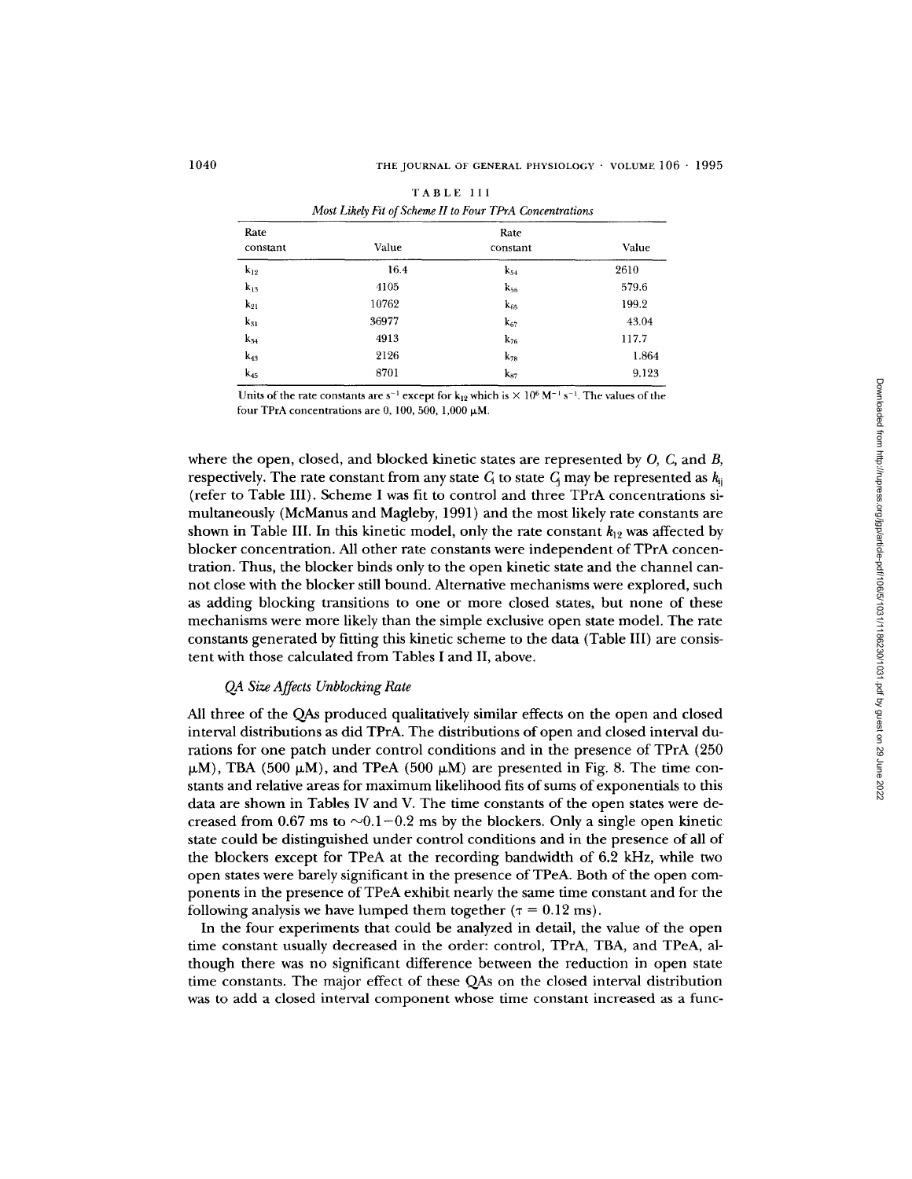TABLE III

*Most Likely Fit of Scheme II to Four TPrA Concentrations*

| Rate constant | Value | Rate constant | Value |
|---|---|---|---|
| $k_{12}$ | 16.4 | $k_{54}$ | 2610 |
| $k_{13}$ | 4105 | $k_{56}$ | 579.6 |
| $k_{21}$ | 10762 | $k_{65}$ | 199.2 |
| $k_{31}$ | 36977 | $k_{67}$ | 43.04 |
| $k_{34}$ | 4913 | $k_{76}$ | 117.7 |
| $k_{43}$ | 2126 | $k_{78}$ | 1.864 |
| $k_{45}$ | 8701 | $k_{87}$ | 9.123 |

Units of the rate constants are $s^{-1}$ except for $k_{12}$ which is $\times 10^6\ M^{-1}\ s^{-1}$. The values of the four TPrA concentrations are 0, 100, 500, 1,000 μM.

where the open, closed, and blocked kinetic states are represented by *O*, *C*, and *B*, respectively. The rate constant from any state $C_i$ to state $C_j$ may be represented as $k_{ij}$ (refer to Table III). Scheme I was fit to control and three TPrA concentrations simultaneously (McManus and Magleby, 1991) and the most likely rate constants are shown in Table III. In this kinetic model, only the rate constant $k_{12}$ was affected by blocker concentration. All other rate constants were independent of TPrA concentration. Thus, the blocker binds only to the open kinetic state and the channel cannot close with the blocker still bound. Alternative mechanisms were explored, such as adding blocking transitions to one or more closed states, but none of these mechanisms were more likely than the simple exclusive open state model. The rate constants generated by fitting this kinetic scheme to the data (Table III) are consistent with those calculated from Tables I and II, above.

### *QA Size Affects Unblocking Rate*

All three of the QAs produced qualitatively similar effects on the open and closed interval distributions as did TPrA. The distributions of open and closed interval durations for one patch under control conditions and in the presence of TPrA (250 μM), TBA (500 μM), and TPeA (500 μM) are presented in Fig. 8. The time constants and relative areas for maximum likelihood fits of sums of exponentials to this data are shown in Tables IV and V. The time constants of the open states were decreased from 0.67 ms to ~0.1–0.2 ms by the blockers. Only a single open kinetic state could be distinguished under control conditions and in the presence of all of the blockers except for TPeA at the recording bandwidth of 6.2 kHz, while two open states were barely significant in the presence of TPeA. Both of the open components in the presence of TPeA exhibit nearly the same time constant and for the following analysis we have lumped them together ($\tau = 0.12$ ms).

In the four experiments that could be analyzed in detail, the value of the open time constant usually decreased in the order: control, TPrA, TBA, and TPeA, although there was no significant difference between the reduction in open state time constants. The major effect of these QAs on the closed interval distribution was to add a closed interval component whose time constant increased as a func-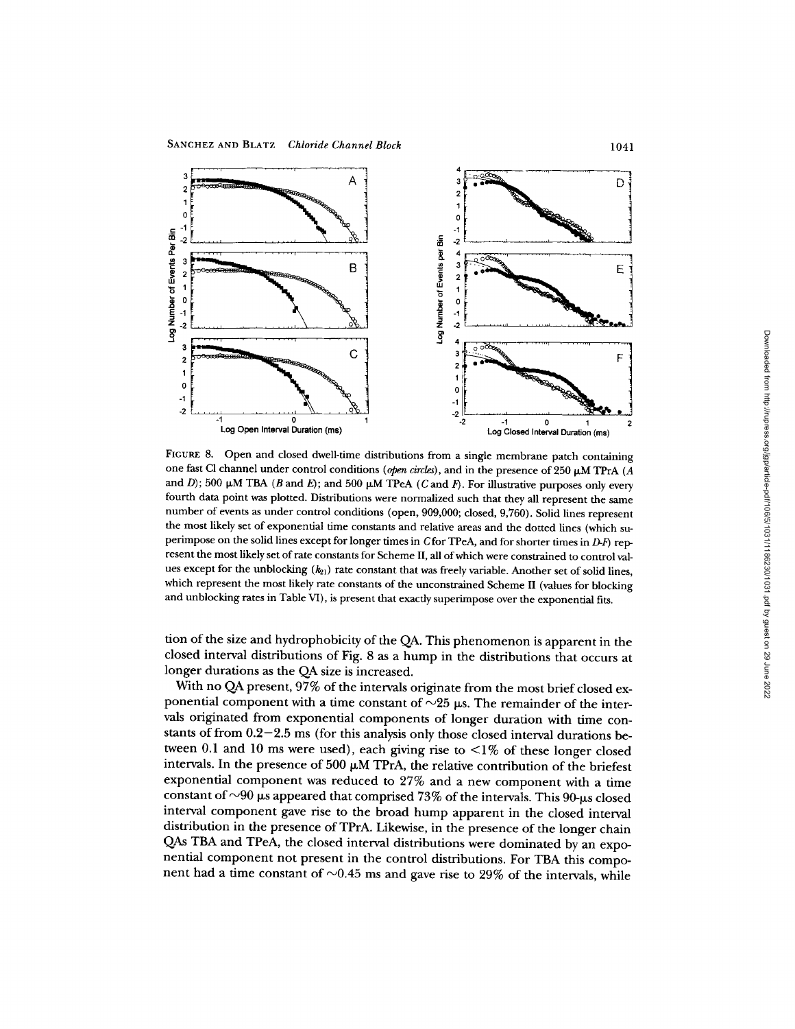FIGURE 8. Open and closed dwell-time distributions from a single membrane patch containing one fast Cl channel under control conditions (*open circles*), and in the presence of 250 μM TPrA (*A* and *D*); 500 μM TBA (*B* and *E*); and 500 μM TPeA (*C* and *F*). For illustrative purposes only every fourth data point was plotted. Distributions were normalized such that they all represent the same number of events as under control conditions (open, 909,000; closed, 9,760). Solid lines represent the most likely set of exponential time constants and relative areas and the dotted lines (which superimpose on the solid lines except for longer times in *C* for TPeA, and for shorter times in *D*–*F*) represent the most likely set of rate constants for Scheme II, all of which were constrained to control values except for the unblocking ($k_{21}$) rate constant that was freely variable. Another set of solid lines, which represent the most likely rate constants of the unconstrained Scheme II (values for blocking and unblocking rates in Table VI), is present that exactly superimpose over the exponential fits.

tion of the size and hydrophobicity of the QA. This phenomenon is apparent in the closed interval distributions of Fig. 8 as a hump in the distributions that occurs at longer durations as the QA size is increased.

With no QA present, 97% of the intervals originate from the most brief closed exponential component with a time constant of ~25 μs. The remainder of the intervals originated from exponential components of longer duration with time constants of from 0.2–2.5 ms (for this analysis only those closed interval durations between 0.1 and 10 ms were used), each giving rise to <1% of these longer closed intervals. In the presence of 500 μM TPrA, the relative contribution of the briefest exponential component was reduced to 27% and a new component with a time constant of ~90 μs appeared that comprised 73% of the intervals. This 90-μs closed interval component gave rise to the broad hump apparent in the closed interval distribution in the presence of TPrA. Likewise, in the presence of the longer chain QAs TBA and TPeA, the closed interval distributions were dominated by an exponential component not present in the control distributions. For TBA this component had a time constant of ~0.45 ms and gave rise to 29% of the intervals, while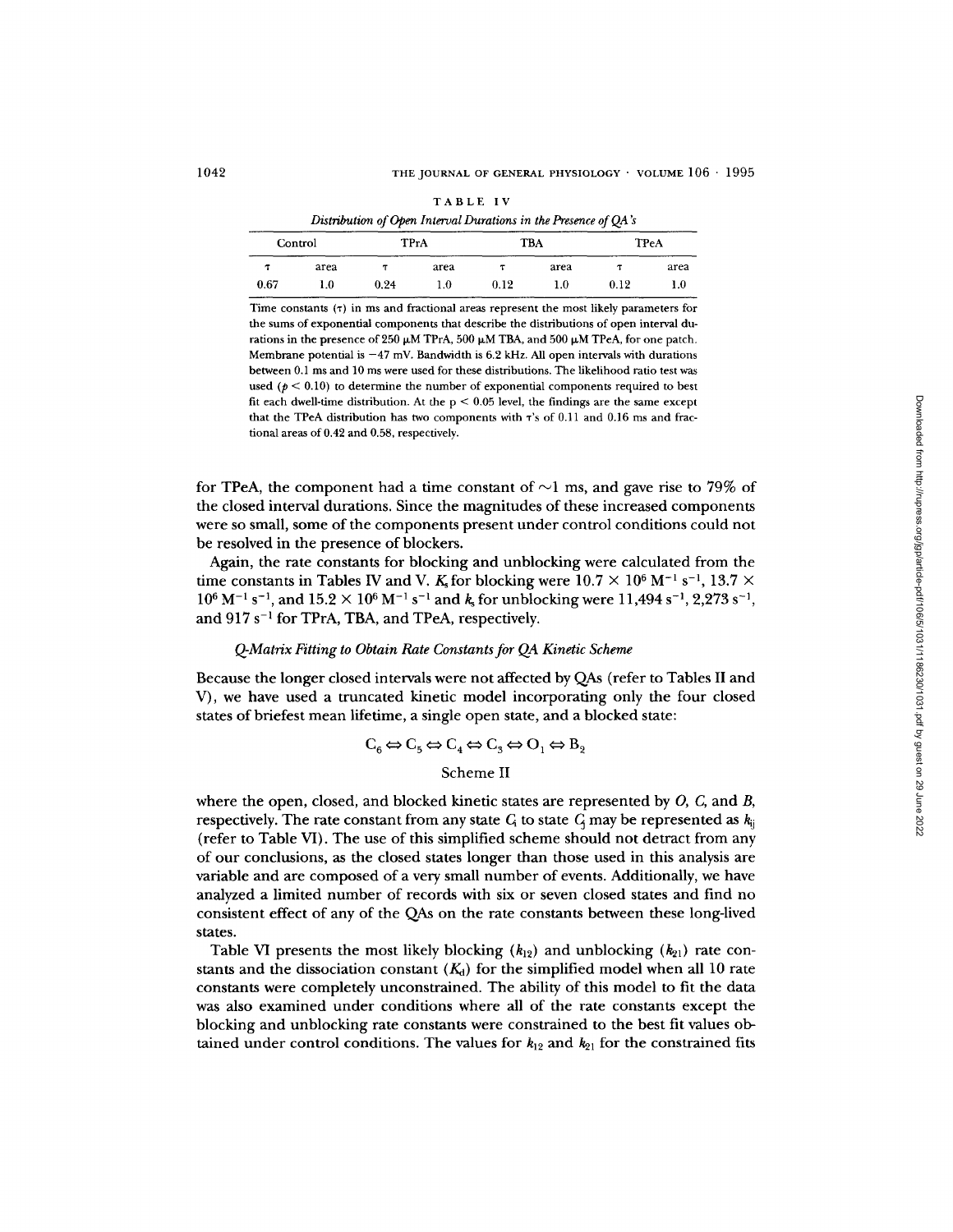TABLE IV

*Distribution of Open Interval Durations in the Presence of QA's*

| Control | | TPrA | | TBA | | TPeA | |
|---|---|---|---|---|---|---|---|
| $\tau$ | area | $\tau$ | area | $\tau$ | area | $\tau$ | area |
| 0.67 | 1.0 | 0.24 | 1.0 | 0.12 | 1.0 | 0.12 | 1.0 |

Time constants ($\tau$) in ms and fractional areas represent the most likely parameters for the sums of exponential components that describe the distributions of open interval durations in the presence of 250 μM TPrA, 500 μM TBA, and 500 μM TPeA, for one patch. Membrane potential is −47 mV. Bandwidth is 6.2 kHz. All open intervals with durations between 0.1 ms and 10 ms were used for these distributions. The likelihood ratio test was used ($p < 0.10$) to determine the number of exponential components required to best fit each dwell-time distribution. At the $p < 0.05$ level, the findings are the same except that the TPeA distribution has two components with $\tau$'s of 0.11 and 0.16 ms and fractional areas of 0.42 and 0.58, respectively.

for TPeA, the component had a time constant of ~1 ms, and gave rise to 79% of the closed interval durations. Since the magnitudes of these increased components were so small, some of the components present under control conditions could not be resolved in the presence of blockers.

Again, the rate constants for blocking and unblocking were calculated from the time constants in Tables IV and V. $K_s$ for blocking were $10.7 \times 10^6\ M^{-1}\ s^{-1}$, $13.7 \times 10^6\ M^{-1}\ s^{-1}$, and $15.2 \times 10^6\ M^{-1}\ s^{-1}$ and $k_s$ for unblocking were 11,494 $s^{-1}$, 2,273 $s^{-1}$, and 917 $s^{-1}$ for TPrA, TBA, and TPeA, respectively.

### *Q-Matrix Fitting to Obtain Rate Constants for QA Kinetic Scheme*

Because the longer closed intervals were not affected by QAs (refer to Tables II and V), we have used a truncated kinetic model incorporating only the four closed states of briefest mean lifetime, a single open state, and a blocked state:

$$C_6 \Leftrightarrow C_5 \Leftrightarrow C_4 \Leftrightarrow C_3 \Leftrightarrow O_1 \Leftrightarrow B_2$$

Scheme II

where the open, closed, and blocked kinetic states are represented by *O*, *C*, and *B*, respectively. The rate constant from any state $C_i$ to state $C_j$ may be represented as $k_{ij}$ (refer to Table VI). The use of this simplified scheme should not detract from any of our conclusions, as the closed states longer than those used in this analysis are variable and are composed of a very small number of events. Additionally, we have analyzed a limited number of records with six or seven closed states and find no consistent effect of any of the QAs on the rate constants between these long-lived states.

Table VI presents the most likely blocking ($k_{12}$) and unblocking ($k_{21}$) rate constants and the dissociation constant ($K_d$) for the simplified model when all 10 rate constants were completely unconstrained. The ability of this model to fit the data was also examined under conditions where all of the rate constants except the blocking and unblocking rate constants were constrained to the best fit values obtained under control conditions. The values for $k_{12}$ and $k_{21}$ for the constrained fits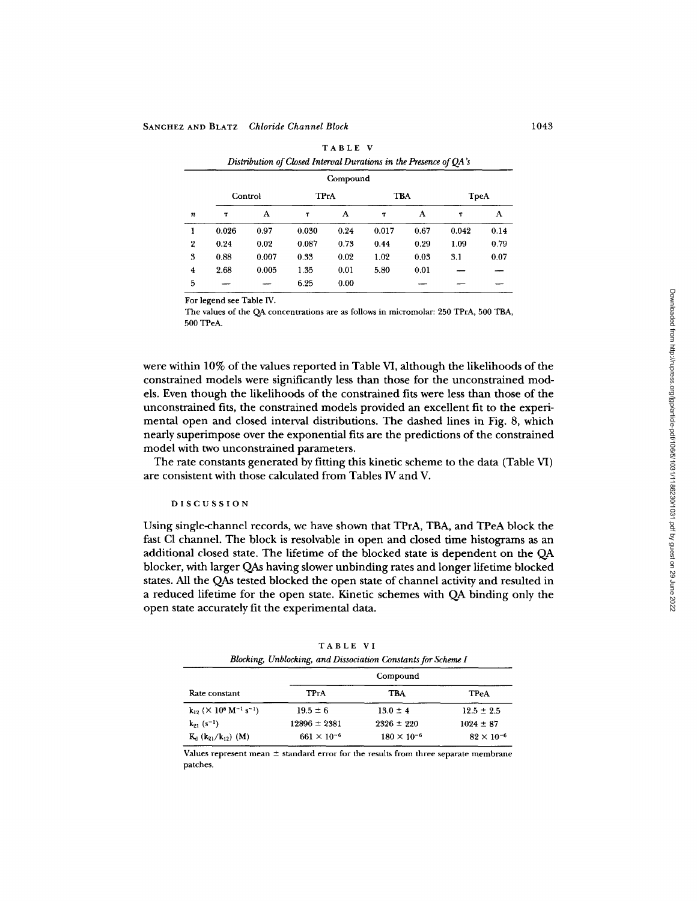TABLE V

*Distribution of Closed Interval Durations in the Presence of QA's*

| | Compound | | | | | | | |
|---|---|---|---|---|---|---|---|---|
| | Control | | TPrA | | TBA | | TpeA | |
| $n$ | $\tau$ | A | $\tau$ | A | $\tau$ | A | $\tau$ | A |
| 1 | 0.026 | 0.97 | 0.030 | 0.24 | 0.017 | 0.67 | 0.042 | 0.14 |
| 2 | 0.24 | 0.02 | 0.087 | 0.73 | 0.44 | 0.29 | 1.09 | 0.79 |
| 3 | 0.88 | 0.007 | 0.33 | 0.02 | 1.02 | 0.03 | 3.1 | 0.07 |
| 4 | 2.68 | 0.005 | 1.35 | 0.01 | 5.80 | 0.01 | — | — |
| 5 | — | — | 6.25 | 0.00 | | | — | — |

For legend see Table IV.

The values of the QA concentrations are as follows in micromolar: 250 TPrA, 500 TBA, 500 TPeA.

were within 10% of the values reported in Table VI, although the likelihoods of the constrained models were significantly less than those for the unconstrained models. Even though the likelihoods of the constrained fits were less than those of the unconstrained fits, the constrained models provided an excellent fit to the experimental open and closed interval distributions. The dashed lines in Fig. 8, which nearly superimpose over the exponential fits are the predictions of the constrained model with two unconstrained parameters.

The rate constants generated by fitting this kinetic scheme to the data (Table VI) are consistent with those calculated from Tables IV and V.

## DISCUSSION

Using single-channel records, we have shown that TPrA, TBA, and TPeA block the fast Cl channel. The block is resolvable in open and closed time histograms as an additional closed state. The lifetime of the blocked state is dependent on the QA blocker, with larger QAs having slower unbinding rates and longer lifetime blocked states. All the QAs tested blocked the open state of channel activity and resulted in a reduced lifetime for the open state. Kinetic schemes with QA binding only the open state accurately fit the experimental data.

TABLE VI

*Blocking, Unblocking, and Dissociation Constants for Scheme I*

| | Compound | | |
|---|---|---|---|
| Rate constant | TPrA | TBA | TPeA |
| $k_{12}$ ($\times 10^6\ M^{-1}\ s^{-1}$) | $19.5 \pm 6$ | $13.0 \pm 4$ | $12.5 \pm 2.5$ |
| $k_{21}$ ($s^{-1}$) | $12896 \pm 2381$ | $2326 \pm 220$ | $1024 \pm 87$ |
| $K_d$ ($k_{21}/k_{12}$) (M) | $661 \times 10^{-6}$ | $180 \times 10^{-6}$ | $82 \times 10^{-6}$ |

Values represent mean ± standard error for the results from three separate membrane patches.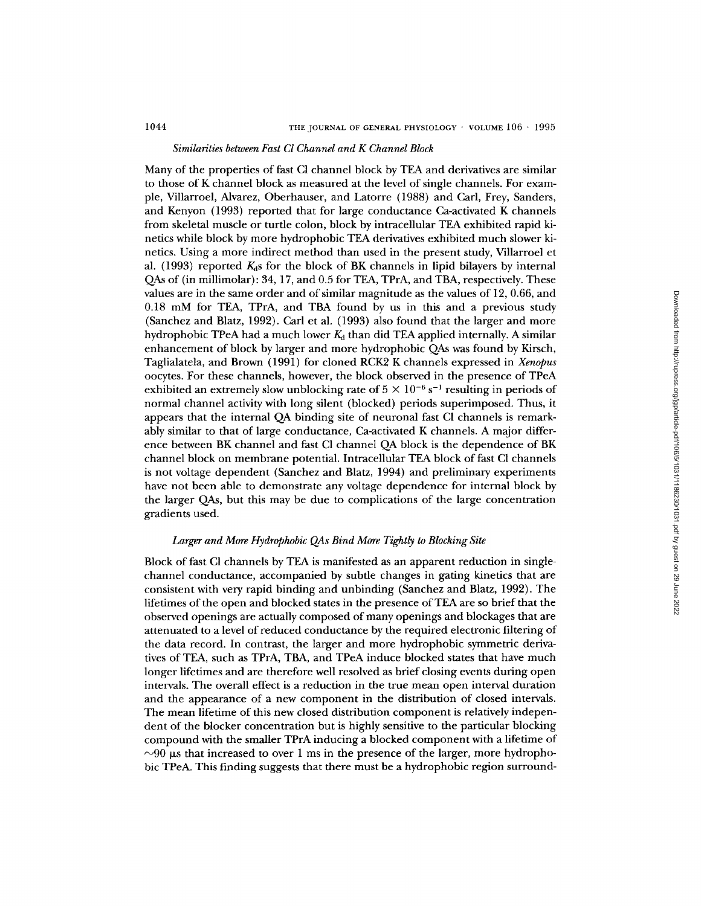### *Similarities between Fast Cl Channel and K Channel Block*

Many of the properties of fast Cl channel block by TEA and derivatives are similar to those of K channel block as measured at the level of single channels. For example, Villarroel, Alvarez, Oberhauser, and Latorre (1988) and Carl, Frey, Sanders, and Kenyon (1993) reported that for large conductance Ca-activated K channels from skeletal muscle or turtle colon, block by intracellular TEA exhibited rapid kinetics while block by more hydrophobic TEA derivatives exhibited much slower kinetics. Using a more indirect method than used in the present study, Villarroel et al. (1993) reported $K_d$s for the block of BK channels in lipid bilayers by internal QAs of (in millimolar): 34, 17, and 0.5 for TEA, TPrA, and TBA, respectively. These values are in the same order and of similar magnitude as the values of 12, 0.66, and 0.18 mM for TEA, TPrA, and TBA found by us in this and a previous study (Sanchez and Blatz, 1992). Carl et al. (1993) also found that the larger and more hydrophobic TPeA had a much lower $K_d$ than did TEA applied internally. A similar enhancement of block by larger and more hydrophobic QAs was found by Kirsch, Taglialatela, and Brown (1991) for cloned RCK2 K channels expressed in *Xenopus* oocytes. For these channels, however, the block observed in the presence of TPeA exhibited an extremely slow unblocking rate of $5 \times 10^{-6}\ s^{-1}$ resulting in periods of normal channel activity with long silent (blocked) periods superimposed. Thus, it appears that the internal QA binding site of neuronal fast Cl channels is remarkably similar to that of large conductance, Ca-activated K channels. A major difference between BK channel and fast Cl channel QA block is the dependence of BK channel block on membrane potential. Intracellular TEA block of fast Cl channels is not voltage dependent (Sanchez and Blatz, 1994) and preliminary experiments have not been able to demonstrate any voltage dependence for internal block by the larger QAs, but this may be due to complications of the large concentration gradients used.

### *Larger and More Hydrophobic QAs Bind More Tightly to Blocking Site*

Block of fast Cl channels by TEA is manifested as an apparent reduction in single-channel conductance, accompanied by subtle changes in gating kinetics that are consistent with very rapid binding and unbinding (Sanchez and Blatz, 1992). The lifetimes of the open and blocked states in the presence of TEA are so brief that the observed openings are actually composed of many openings and blockages that are attenuated to a level of reduced conductance by the required electronic filtering of the data record. In contrast, the larger and more hydrophobic symmetric derivatives of TEA, such as TPrA, TBA, and TPeA induce blocked states that have much longer lifetimes and are therefore well resolved as brief closing events during open intervals. The overall effect is a reduction in the true mean open interval duration and the appearance of a new component in the distribution of closed intervals. The mean lifetime of this new closed distribution component is relatively independent of the blocker concentration but is highly sensitive to the particular blocking compound with the smaller TPrA inducing a blocked component with a lifetime of ~90 μs that increased to over 1 ms in the presence of the larger, more hydrophobic TPeA. This finding suggests that there must be a hydrophobic region surround-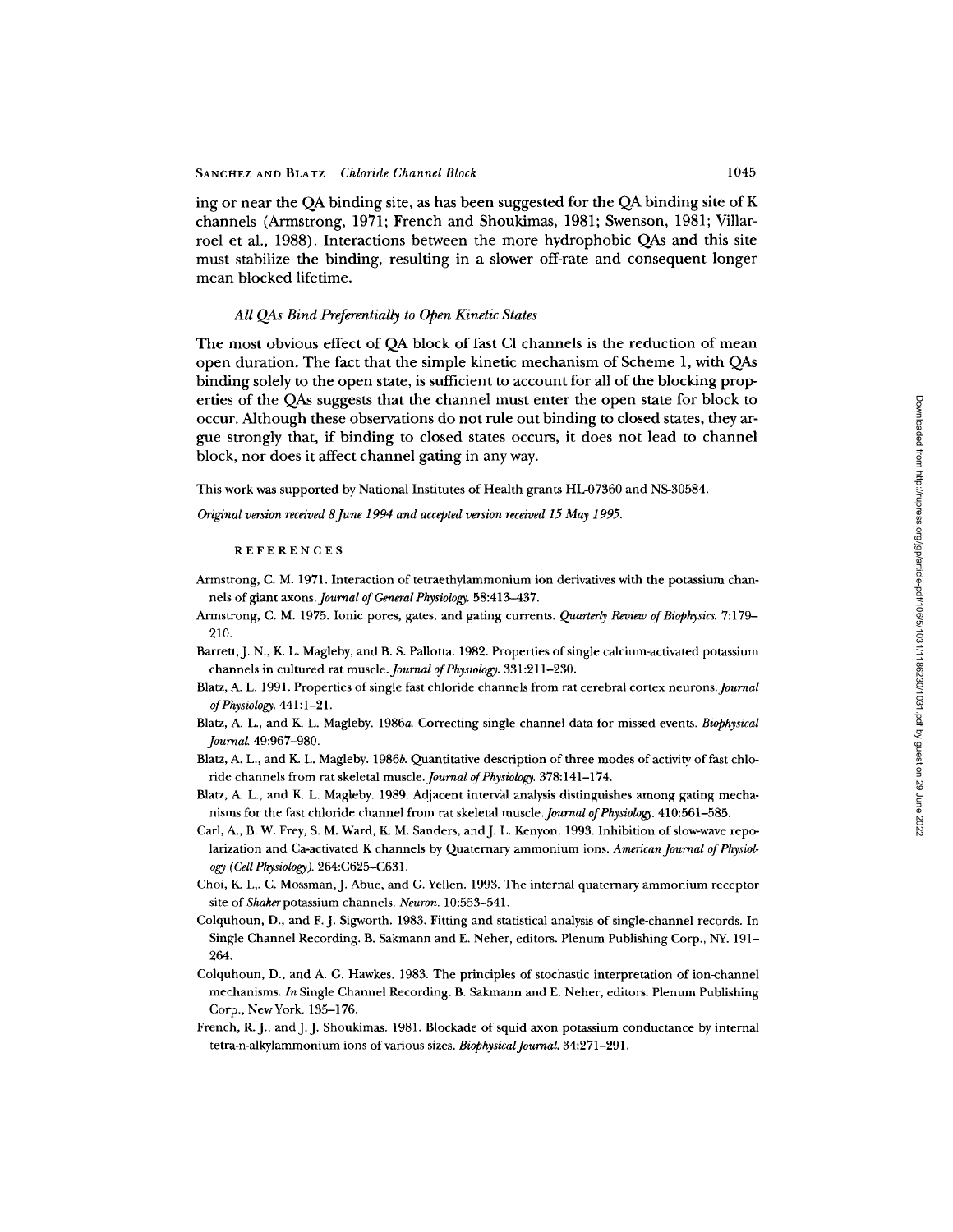ing or near the QA binding site, as has been suggested for the QA binding site of K channels (Armstrong, 1971; French and Shoukimas, 1981; Swenson, 1981; Villarroel et al., 1988). Interactions between the more hydrophobic QAs and this site must stabilize the binding, resulting in a slower off-rate and consequent longer mean blocked lifetime.

### *All QAs Bind Preferentially to Open Kinetic States*

The most obvious effect of QA block of fast Cl channels is the reduction of mean open duration. The fact that the simple kinetic mechanism of Scheme 1, with QAs binding solely to the open state, is sufficient to account for all of the blocking properties of the QAs suggests that the channel must enter the open state for block to occur. Although these observations do not rule out binding to closed states, they argue strongly that, if binding to closed states occurs, it does not lead to channel block, nor does it affect channel gating in any way.

This work was supported by National Institutes of Health grants HL-07360 and NS-30584.

*Original version received 8 June 1994 and accepted version received 15 May 1995.*

## REFERENCES

Armstrong, C. M. 1971. Interaction of tetraethylammonium ion derivatives with the potassium channels of giant axons. *Journal of General Physiology.* 58:413–437.

Armstrong, C. M. 1975. Ionic pores, gates, and gating currents. *Quarterly Review of Biophysics.* 7:179–210.

Barrett, J. N., K. L. Magleby, and B. S. Pallotta. 1982. Properties of single calcium-activated potassium channels in cultured rat muscle. *Journal of Physiology.* 331:211–230.

Blatz, A. L. 1991. Properties of single fast chloride channels from rat cerebral cortex neurons. *Journal of Physiology.* 441:1–21.

Blatz, A. L., and K. L. Magleby. 1986*a*. Correcting single channel data for missed events. *Biophysical Journal.* 49:967–980.

Blatz, A. L., and K. L. Magleby. 1986*b*. Quantitative description of three modes of activity of fast chloride channels from rat skeletal muscle. *Journal of Physiology.* 378:141–174.

Blatz, A. L., and K. L. Magleby. 1989. Adjacent interval analysis distinguishes among gating mechanisms for the fast chloride channel from rat skeletal muscle. *Journal of Physiology.* 410:561–585.

Carl, A., B. W. Frey, S. M. Ward, K. M. Sanders, and J. L. Kenyon. 1993. Inhibition of slow-wave repolarization and Ca-activated K channels by Quaternary ammonium ions. *American Journal of Physiology (Cell Physiology).* 264:C625–C631.

Choi, K. L., C. Mossman, J. Abue, and G. Yellen. 1993. The internal quaternary ammonium receptor site of *Shaker* potassium channels. *Neuron.* 10:553–541.

Colquhoun, D., and F. J. Sigworth. 1983. Fitting and statistical analysis of single-channel records. In Single Channel Recording. B. Sakmann and E. Neher, editors. Plenum Publishing Corp., NY. 191–264.

Colquhoun, D., and A. G. Hawkes. 1983. The principles of stochastic interpretation of ion-channel mechanisms. *In* Single Channel Recording. B. Sakmann and E. Neher, editors. Plenum Publishing Corp., New York. 135–176.

French, R. J., and J. J. Shoukimas. 1981. Blockade of squid axon potassium conductance by internal tetra-n-alkylammonium ions of various sizes. *Biophysical Journal.* 34:271–291.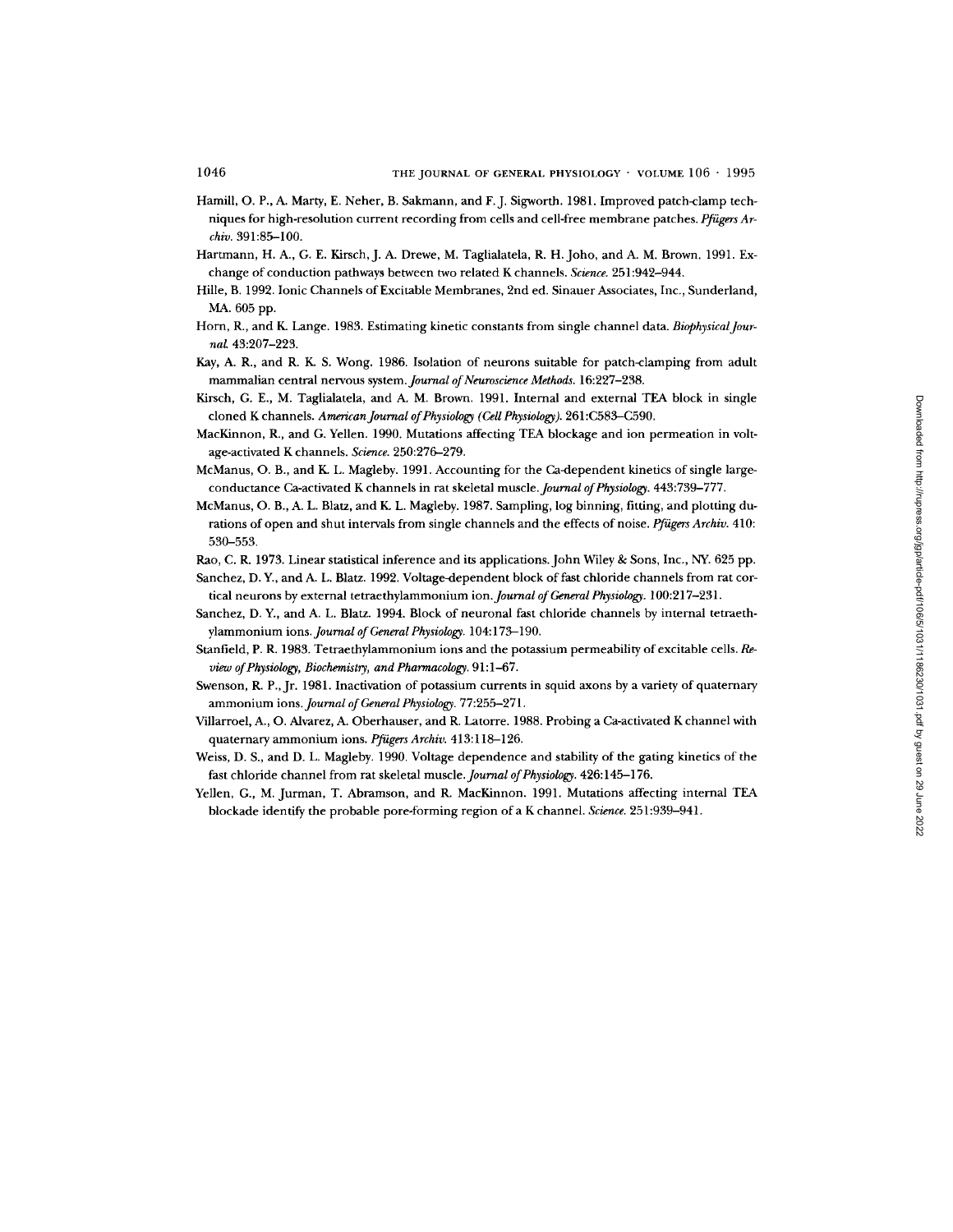Hamill, O. P., A. Marty, E. Neher, B. Sakmann, and F. J. Sigworth. 1981. Improved patch-clamp techniques for high-resolution current recording from cells and cell-free membrane patches. *Pflügers Archiv.* 391:85–100.

Hartmann, H. A., G. E. Kirsch, J. A. Drewe, M. Taglialatela, R. H. Joho, and A. M. Brown. 1991. Exchange of conduction pathways between two related K channels. *Science.* 251:942–944.

Hille, B. 1992. Ionic Channels of Excitable Membranes, 2nd ed. Sinauer Associates, Inc., Sunderland, MA. 605 pp.

Horn, R., and K. Lange. 1983. Estimating kinetic constants from single channel data. *Biophysical Journal.* 43:207–223.

Kay, A. R., and R. K. S. Wong. 1986. Isolation of neurons suitable for patch-clamping from adult mammalian central nervous system. *Journal of Neuroscience Methods.* 16:227–238.

Kirsch, G. E., M. Taglialatela, and A. M. Brown. 1991. Internal and external TEA block in single cloned K channels. *American Journal of Physiology (Cell Physiology).* 261:C583–C590.

MacKinnon, R., and G. Yellen. 1990. Mutations affecting TEA blockage and ion permeation in voltage-activated K channels. *Science.* 250:276–279.

McManus, O. B., and K. L. Magleby. 1991. Accounting for the Ca-dependent kinetics of single large-conductance Ca-activated K channels in rat skeletal muscle. *Journal of Physiology.* 443:739–777.

McManus, O. B., A. L. Blatz, and K. L. Magleby. 1987. Sampling, log binning, fitting, and plotting durations of open and shut intervals from single channels and the effects of noise. *Pflügers Archiv.* 410: 530–553.

Rao, C. R. 1973. Linear statistical inference and its applications. John Wiley & Sons, Inc., NY. 625 pp.

Sanchez, D. Y., and A. L. Blatz. 1992. Voltage-dependent block of fast chloride channels from rat cortical neurons by external tetraethylammonium ion. *Journal of General Physiology.* 100:217–231.

Sanchez, D. Y., and A. L. Blatz. 1994. Block of neuronal fast chloride channels by internal tetraethylammonium ions. *Journal of General Physiology.* 104:173–190.

Stanfield, P. R. 1983. Tetraethylammonium ions and the potassium permeability of excitable cells. *Review of Physiology, Biochemistry, and Pharmacology.* 91:1–67.

Swenson, R. P., Jr. 1981. Inactivation of potassium currents in squid axons by a variety of quaternary ammonium ions. *Journal of General Physiology.* 77:255–271.

Villarroel, A., O. Alvarez, A. Oberhauser, and R. Latorre. 1988. Probing a Ca-activated K channel with quaternary ammonium ions. *Pflügers Archiv.* 413:118–126.

Weiss, D. S., and D. L. Magleby. 1990. Voltage dependence and stability of the gating kinetics of the fast chloride channel from rat skeletal muscle. *Journal of Physiology.* 426:145–176.

Yellen, G., M. Jurman, T. Abramson, and R. MacKinnon. 1991. Mutations affecting internal TEA blockade identify the probable pore-forming region of a K channel. *Science.* 251:939–941.